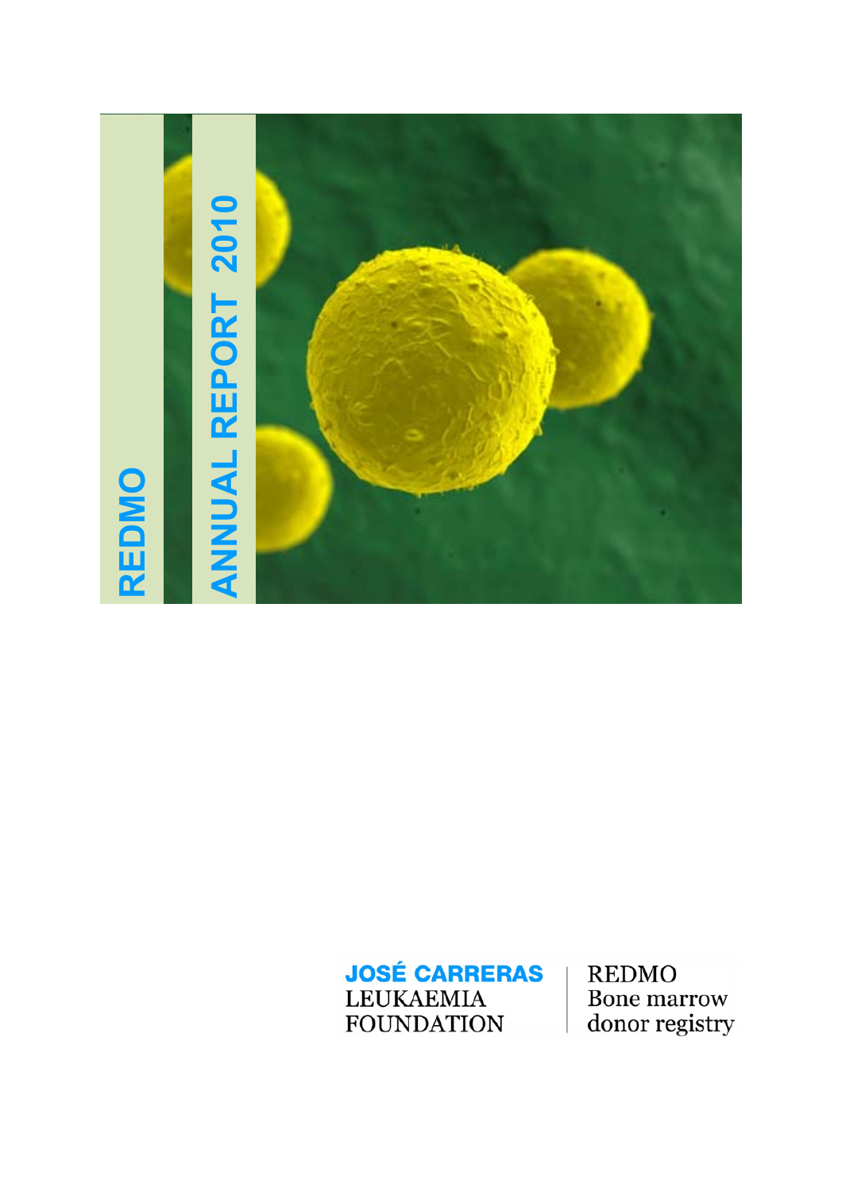# REDMO

# ANNUAL REPORT 2010

**JOSÉ CARRERAS**
LEUKAEMIA
FOUNDATION

REDMO
Bone marrow
donor registry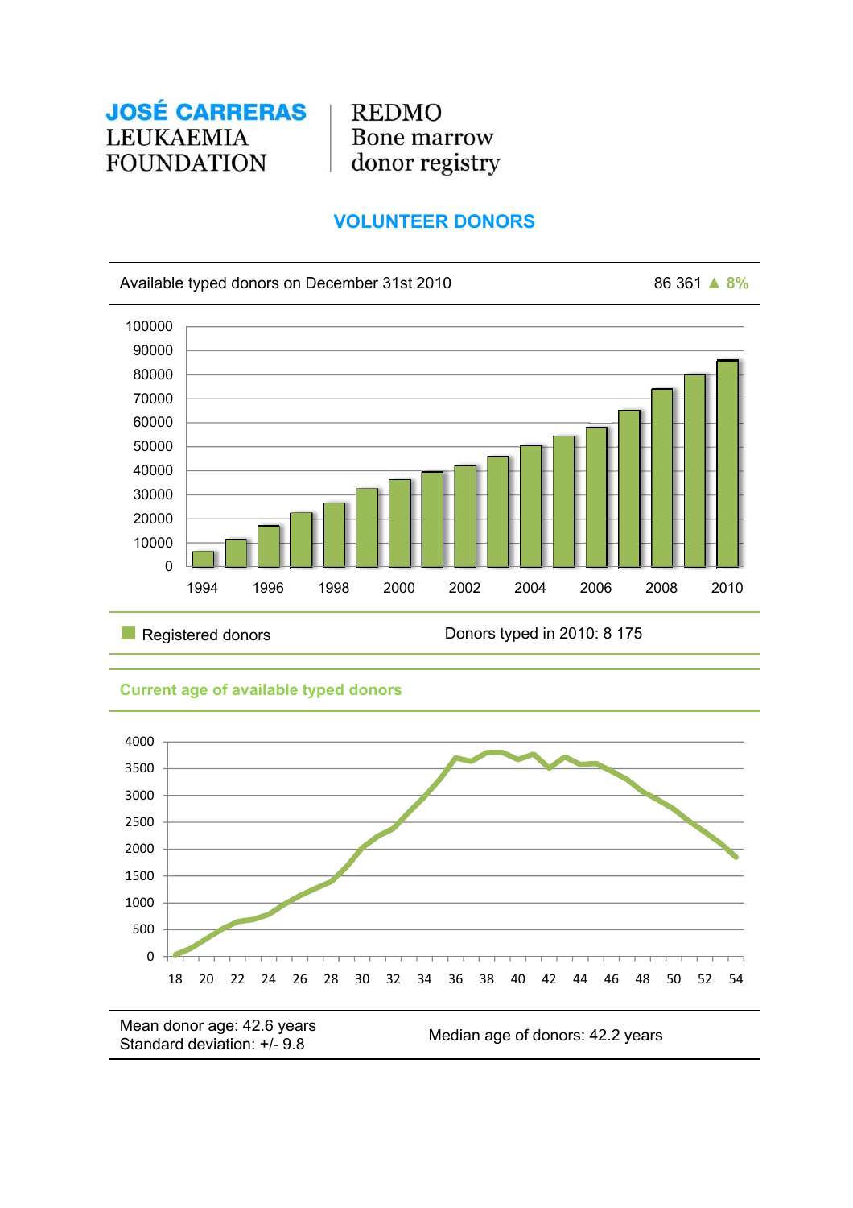**JOSÉ CARRERAS**
LEUKAEMIA
FOUNDATION

REDMO
Bone marrow
donor registry

## VOLUNTEER DONORS

| Available typed donors on December 31st 2010 | 86 361 ▲ 8% |
|---|---|

■ Registered donors

Donors typed in 2010: 8 175

### Current age of available typed donors

| Mean donor age: 42.6 years<br>Standard deviation: +/- 9.8 | Median age of donors: 42.2 years |
|---|---|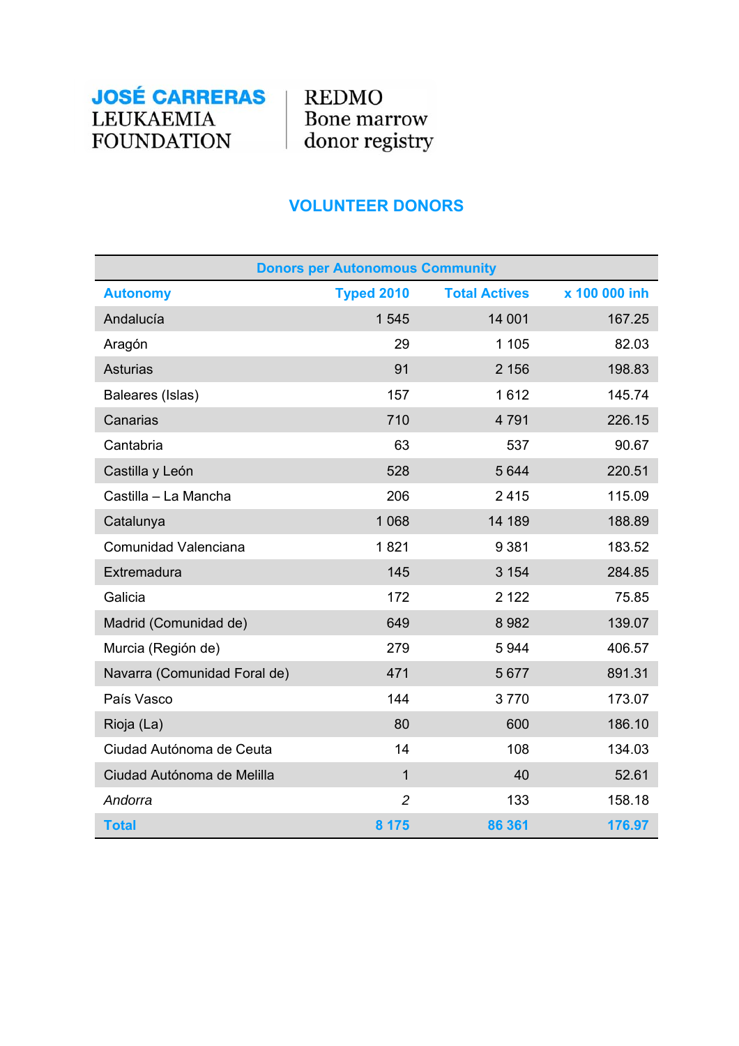**JOSÉ CARRERAS** LEUKAEMIA FOUNDATION | REDMO Bone marrow donor registry

## VOLUNTEER DONORS

| Donors per Autonomous Community | | | |
|---|---|---|---|
| **Autonomy** | **Typed 2010** | **Total Actives** | **x 100 000 inh** |
| Andalucía | 1 545 | 14 001 | 167.25 |
| Aragón | 29 | 1 105 | 82.03 |
| Asturias | 91 | 2 156 | 198.83 |
| Baleares (Islas) | 157 | 1 612 | 145.74 |
| Canarias | 710 | 4 791 | 226.15 |
| Cantabria | 63 | 537 | 90.67 |
| Castilla y León | 528 | 5 644 | 220.51 |
| Castilla – La Mancha | 206 | 2 415 | 115.09 |
| Catalunya | 1 068 | 14 189 | 188.89 |
| Comunidad Valenciana | 1 821 | 9 381 | 183.52 |
| Extremadura | 145 | 3 154 | 284.85 |
| Galicia | 172 | 2 122 | 75.85 |
| Madrid (Comunidad de) | 649 | 8 982 | 139.07 |
| Murcia (Región de) | 279 | 5 944 | 406.57 |
| Navarra (Comunidad Foral de) | 471 | 5 677 | 891.31 |
| País Vasco | 144 | 3 770 | 173.07 |
| Rioja (La) | 80 | 600 | 186.10 |
| Ciudad Autónoma de Ceuta | 14 | 108 | 134.03 |
| Ciudad Autónoma de Melilla | 1 | 40 | 52.61 |
| *Andorra* | *2* | 133 | 158.18 |
| **Total** | **8 175** | **86 361** | **176.97** |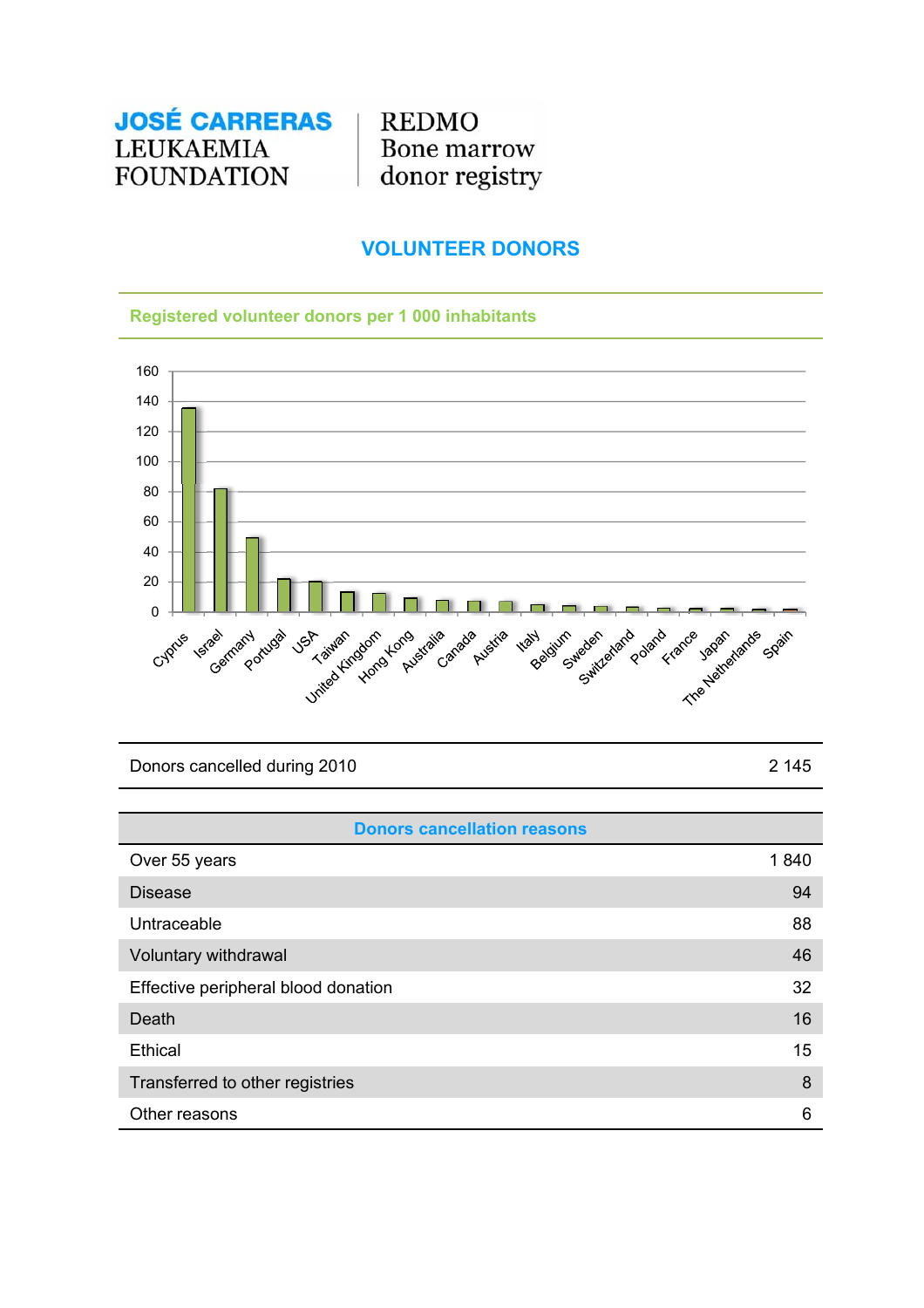**JOSÉ CARRERAS**
LEUKAEMIA
FOUNDATION

REDMO
Bone marrow
donor registry

## VOLUNTEER DONORS

### Registered volunteer donors per 1 000 inhabitants

| Donors cancelled during 2010 | 2 145 |
|---|---|

| Donors cancellation reasons | |
|---|---|
| Over 55 years | 1 840 |
| Disease | 94 |
| Untraceable | 88 |
| Voluntary withdrawal | 46 |
| Effective peripheral blood donation | 32 |
| Death | 16 |
| Ethical | 15 |
| Transferred to other registries | 8 |
| Other reasons | 6 |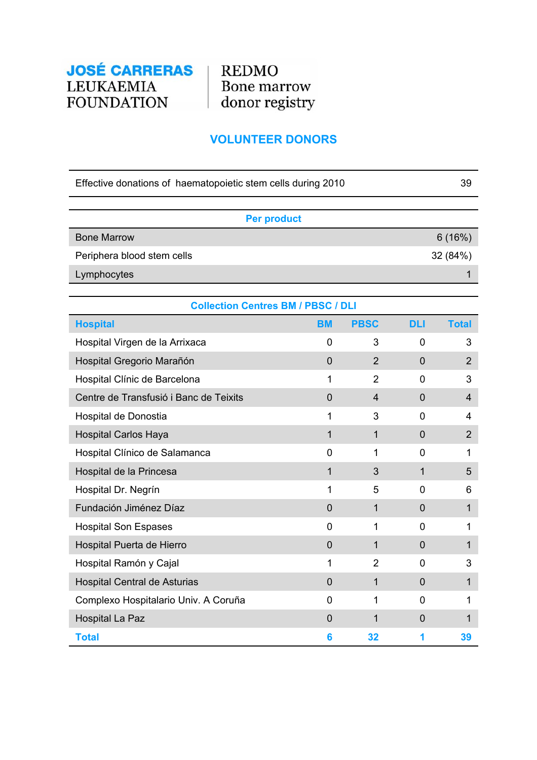**JOSÉ CARRERAS LEUKAEMIA FOUNDATION** | REDMO Bone marrow donor registry

## VOLUNTEER DONORS

| Effective donations of haematopoietic stem cells during 2010 | 39 |
|---|---|

| Per product | |
|---|---|
| Bone Marrow | 6 (16%) |
| Periphera blood stem cells | 32 (84%) |
| Lymphocytes | 1 |

**Collection Centres BM / PBSC / DLI**

| Hospital | BM | PBSC | DLI | Total |
|---|---|---|---|---|
| Hospital Virgen de la Arrixaca | 0 | 3 | 0 | 3 |
| Hospital Gregorio Marañón | 0 | 2 | 0 | 2 |
| Hospital Clínic de Barcelona | 1 | 2 | 0 | 3 |
| Centre de Transfusió i Banc de Teixits | 0 | 4 | 0 | 4 |
| Hospital de Donostia | 1 | 3 | 0 | 4 |
| Hospital Carlos Haya | 1 | 1 | 0 | 2 |
| Hospital Clínico de Salamanca | 0 | 1 | 0 | 1 |
| Hospital de la Princesa | 1 | 3 | 1 | 5 |
| Hospital Dr. Negrín | 1 | 5 | 0 | 6 |
| Fundación Jiménez Díaz | 0 | 1 | 0 | 1 |
| Hospital Son Espases | 0 | 1 | 0 | 1 |
| Hospital Puerta de Hierro | 0 | 1 | 0 | 1 |
| Hospital Ramón y Cajal | 1 | 2 | 0 | 3 |
| Hospital Central de Asturias | 0 | 1 | 0 | 1 |
| Complexo Hospitalario Univ. A Coruña | 0 | 1 | 0 | 1 |
| Hospital La Paz | 0 | 1 | 0 | 1 |
| **Total** | **6** | **32** | **1** | **39** |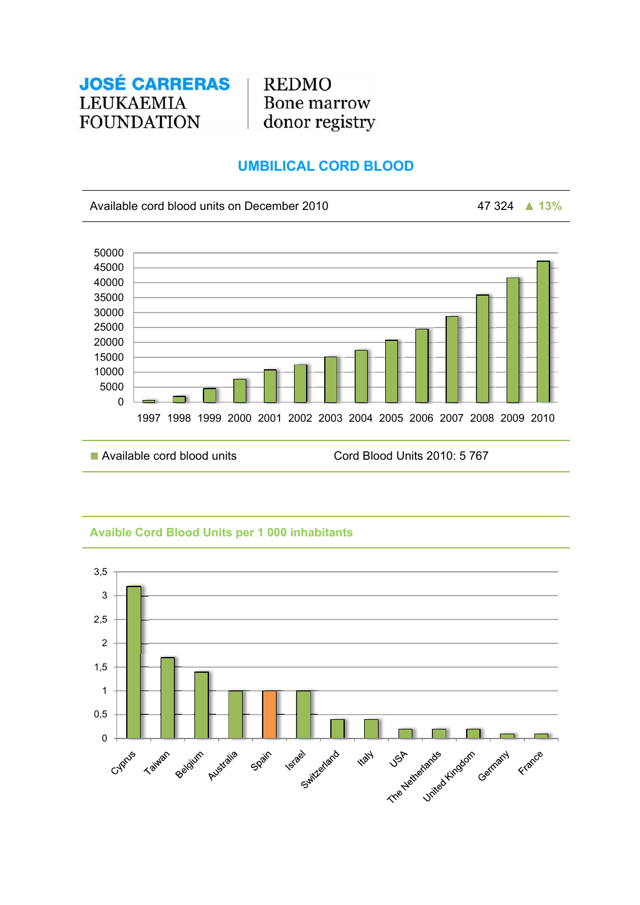JOSÉ CARRERAS LEUKAEMIA FOUNDATION | REDMO Bone marrow donor registry

## UMBILICAL CORD BLOOD

| Available cord blood units on December 2010 | 47 324 ▲ 13% |
|---|---|

| Year | Available cord blood units (approx.) |
|---|---|
| 1997 | 700 |
| 1998 | 1900 |
| 1999 | 4500 |
| 2000 | 7700 |
| 2001 | 10900 |
| 2002 | 12600 |
| 2003 | 15200 |
| 2004 | 17400 |
| 2005 | 20800 |
| 2006 | 24500 |
| 2007 | 28700 |
| 2008 | 35900 |
| 2009 | 41600 |
| 2010 | 47324 |

■ Available cord blood units

Cord Blood Units 2010: 5 767

### Avaible Cord Blood Units per 1 000 inhabitants

| Country | Units per 1 000 inhabitants (approx.) |
|---|---|
| Cyprus | 3,2 |
| Taiwan | 1,7 |
| Belgium | 1,4 |
| Australia | 1 |
| Spain | 1 |
| Israel | 1 |
| Switzerland | 0,4 |
| Italy | 0,4 |
| USA | 0,2 |
| The Netherlands | 0,2 |
| United Kingdom | 0,2 |
| Germany | 0,1 |
| France | 0,1 |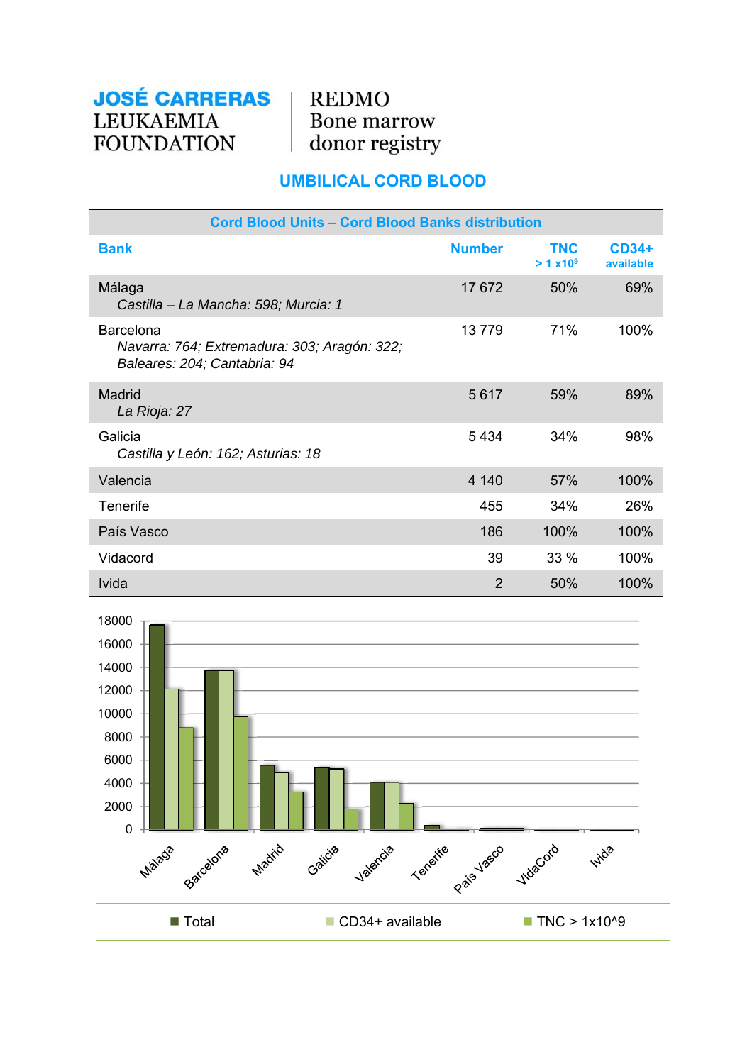JOSÉ CARRERAS LEUKAEMIA FOUNDATION | REDMO Bone marrow donor registry

## UMBILICAL CORD BLOOD

| Cord Blood Units – Cord Blood Banks distribution | | | |
|---|---|---|---|
| **Bank** | **Number** | **TNC > 1 x10⁹** | **CD34+ available** |
| Málaga<br>*Castilla – La Mancha: 598; Murcia: 1* | 17 672 | 50% | 69% |
| Barcelona<br>*Navarra: 764; Extremadura: 303; Aragón: 322; Baleares: 204; Cantabria: 94* | 13 779 | 71% | 100% |
| Madrid<br>*La Rioja: 27* | 5 617 | 59% | 89% |
| Galicia<br>*Castilla y León: 162; Asturias: 18* | 5 434 | 34% | 98% |
| Valencia | 4 140 | 57% | 100% |
| Tenerife | 455 | 34% | 26% |
| País Vasco | 186 | 100% | 100% |
| Vidacord | 39 | 33 % | 100% |
| Ivida | 2 | 50% | 100% |

■ Total ■ CD34+ available ■ TNC > 1x10^9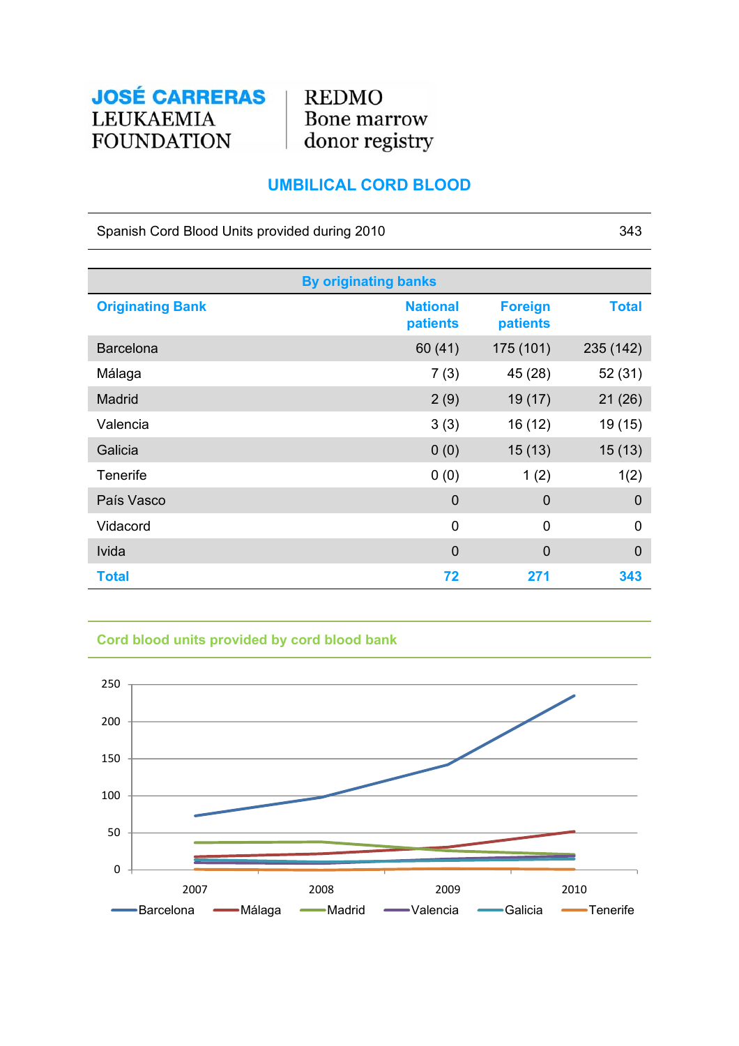JOSÉ CARRERAS LEUKAEMIA FOUNDATION | REDMO Bone marrow donor registry

## UMBILICAL CORD BLOOD

| Spanish Cord Blood Units provided during 2010 | 343 |
|---|---|

| By originating banks | | | |
|---|---|---|---|
| **Originating Bank** | **National patients** | **Foreign patients** | **Total** |
| Barcelona | 60 (41) | 175 (101) | 235 (142) |
| Málaga | 7 (3) | 45 (28) | 52 (31) |
| Madrid | 2 (9) | 19 (17) | 21 (26) |
| Valencia | 3 (3) | 16 (12) | 19 (15) |
| Galicia | 0 (0) | 15 (13) | 15 (13) |
| Tenerife | 0 (0) | 1 (2) | 1(2) |
| País Vasco | 0 | 0 | 0 |
| Vidacord | 0 | 0 | 0 |
| Ivida | 0 | 0 | 0 |
| **Total** | **72** | **271** | **343** |

### Cord blood units provided by cord blood bank

Y-axis: 0, 50, 100, 150, 200, 250

X-axis: 2007, 2008, 2009, 2010

Legend: Barcelona, Málaga, Madrid, Valencia, Galicia, Tenerife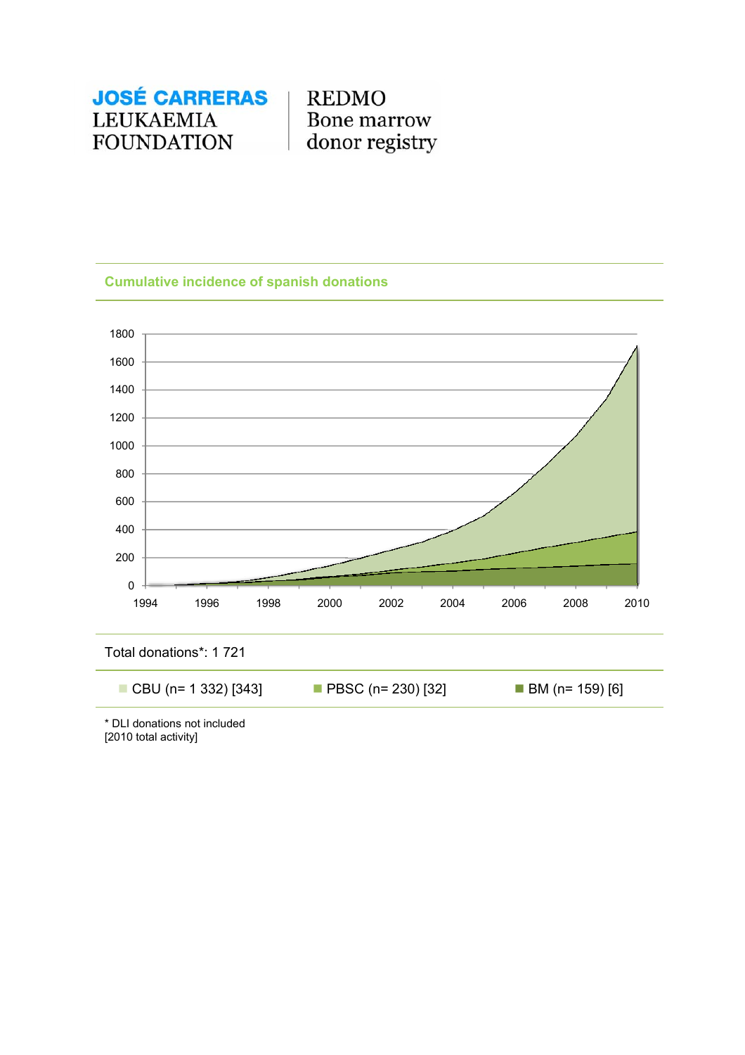**JOSÉ CARRERAS LEUKAEMIA FOUNDATION** | REDMO Bone marrow donor registry

## Cumulative incidence of spanish donations

Total donations*: 1 721

CBU (n= 1 332) [343] PBSC (n= 230) [32] BM (n= 159) [6]

* DLI donations not included
[2010 total activity]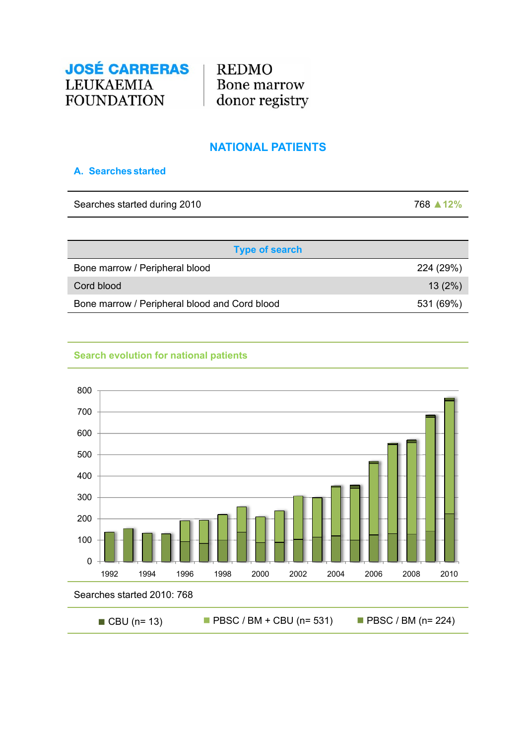JOSÉ CARRERAS LEUKAEMIA FOUNDATION | REDMO Bone marrow donor registry

## NATIONAL PATIENTS

### A. Searches started

| Searches started during 2010 | 768 ▲12% |
|---|---|

| Type of search | |
|---|---|
| Bone marrow / Peripheral blood | 224 (29%) |
| Cord blood | 13 (2%) |
| Bone marrow / Peripheral blood and Cord blood | 531 (69%) |

### Search evolution for national patients

Searches started 2010: 768

■ CBU (n= 13) ■ PBSC / BM + CBU (n= 531) ■ PBSC / BM (n= 224)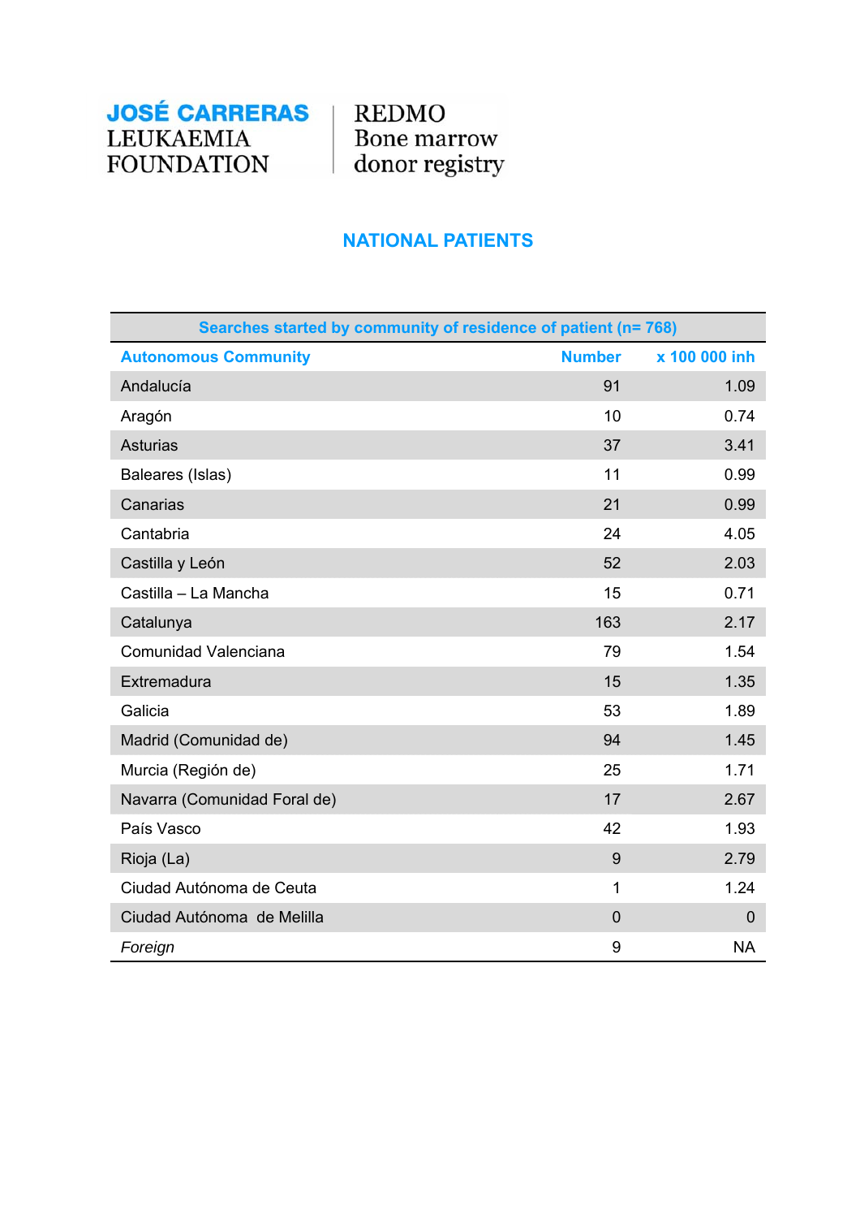**JOSÉ CARRERAS LEUKAEMIA FOUNDATION** | **REDMO Bone marrow donor registry**

## NATIONAL PATIENTS

| Searches started by community of residence of patient (n= 768) | | |
|---|---|---|
| **Autonomous Community** | **Number** | **x 100 000 inh** |
| Andalucía | 91 | 1.09 |
| Aragón | 10 | 0.74 |
| Asturias | 37 | 3.41 |
| Baleares (Islas) | 11 | 0.99 |
| Canarias | 21 | 0.99 |
| Cantabria | 24 | 4.05 |
| Castilla y León | 52 | 2.03 |
| Castilla – La Mancha | 15 | 0.71 |
| Catalunya | 163 | 2.17 |
| Comunidad Valenciana | 79 | 1.54 |
| Extremadura | 15 | 1.35 |
| Galicia | 53 | 1.89 |
| Madrid (Comunidad de) | 94 | 1.45 |
| Murcia (Región de) | 25 | 1.71 |
| Navarra (Comunidad Foral de) | 17 | 2.67 |
| País Vasco | 42 | 1.93 |
| Rioja (La) | 9 | 2.79 |
| Ciudad Autónoma de Ceuta | 1 | 1.24 |
| Ciudad Autónoma de Melilla | 0 | 0 |
| *Foreign* | 9 | NA |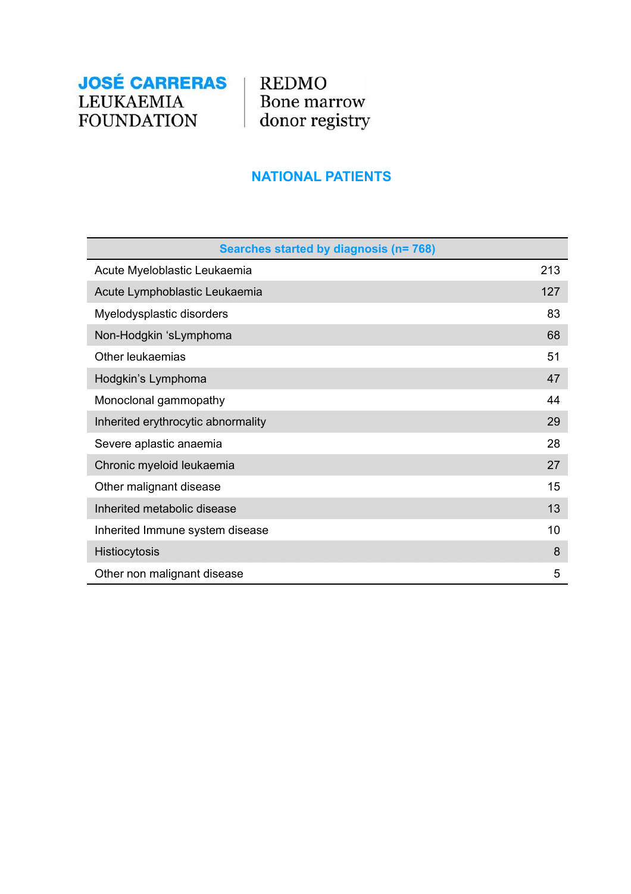JOSÉ CARRERAS LEUKAEMIA FOUNDATION | REDMO Bone marrow donor registry

## NATIONAL PATIENTS

| Searches started by diagnosis (n= 768) | |
|---|---|
| Acute Myeloblastic Leukaemia | 213 |
| Acute Lymphoblastic Leukaemia | 127 |
| Myelodysplastic disorders | 83 |
| Non-Hodgkin 'sLymphoma | 68 |
| Other leukaemias | 51 |
| Hodgkin's Lymphoma | 47 |
| Monoclonal gammopathy | 44 |
| Inherited erythrocytic abnormality | 29 |
| Severe aplastic anaemia | 28 |
| Chronic myeloid leukaemia | 27 |
| Other malignant disease | 15 |
| Inherited metabolic disease | 13 |
| Inherited Immune system disease | 10 |
| Histiocytosis | 8 |
| Other non malignant disease | 5 |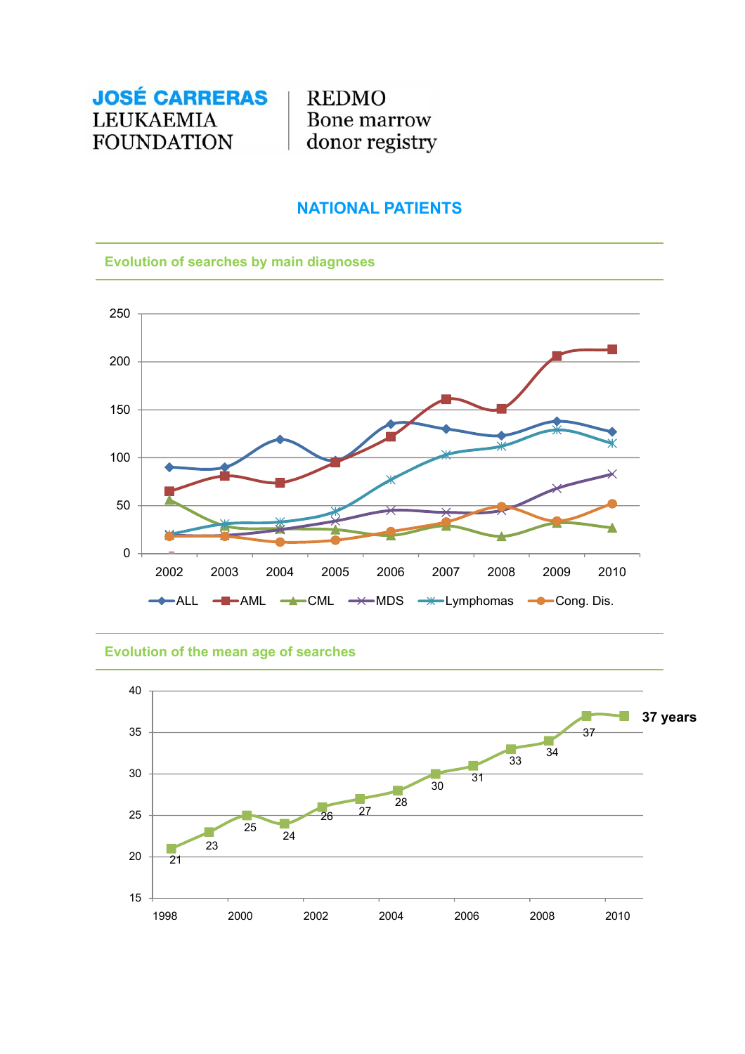**JOSÉ CARRERAS LEUKAEMIA FOUNDATION** | REDMO Bone marrow donor registry

## NATIONAL PATIENTS

### Evolution of searches by main diagnoses

### Evolution of the mean age of searches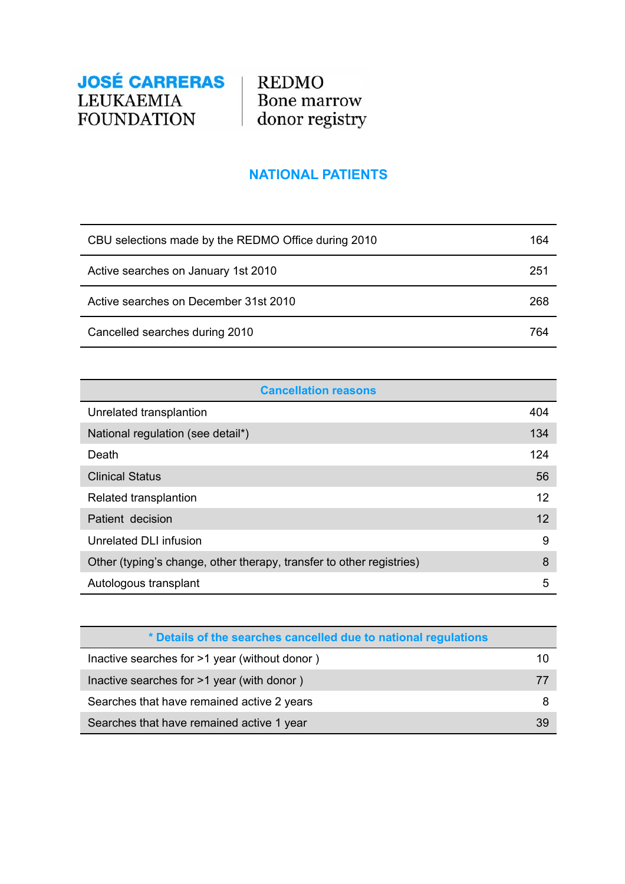JOSÉ CARRERAS LEUKAEMIA FOUNDATION | REDMO Bone marrow donor registry

## NATIONAL PATIENTS

| | |
|---|---|
| CBU selections made by the REDMO Office during 2010 | 164 |
| Active searches on January 1st 2010 | 251 |
| Active searches on December 31st 2010 | 268 |
| Cancelled searches during 2010 | 764 |

| Cancellation reasons | |
|---|---|
| Unrelated transplantion | 404 |
| National regulation (see detail*) | 134 |
| Death | 124 |
| Clinical Status | 56 |
| Related transplantion | 12 |
| Patient decision | 12 |
| Unrelated DLI infusion | 9 |
| Other (typing's change, other therapy, transfer to other registries) | 8 |
| Autologous transplant | 5 |

| * Details of the searches cancelled due to national regulations | |
|---|---|
| Inactive searches for >1 year (without donor ) | 10 |
| Inactive searches for >1 year (with donor ) | 77 |
| Searches that have remained active 2 years | 8 |
| Searches that have remained active 1 year | 39 |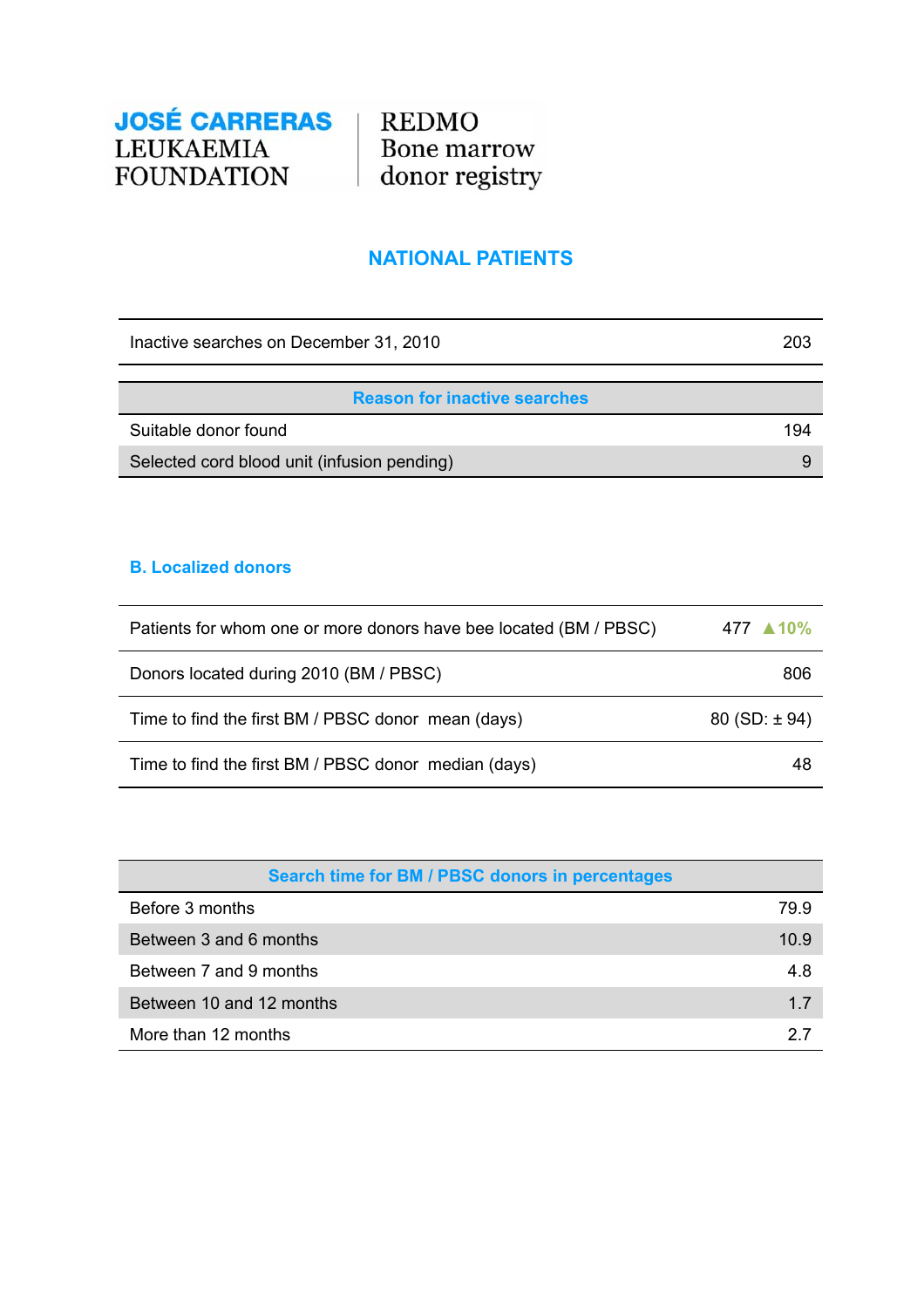JOSÉ CARRERAS LEUKAEMIA FOUNDATION | REDMO Bone marrow donor registry

## NATIONAL PATIENTS

| Inactive searches on December 31, 2010 | 203 |
|---|---|

| Reason for inactive searches | |
|---|---|
| Suitable donor found | 194 |
| Selected cord blood unit (infusion pending) | 9 |

### B. Localized donors

| Patients for whom one or more donors have bee located (BM / PBSC) | 477 ▲10% |
|---|---|
| Donors located during 2010 (BM / PBSC) | 806 |
| Time to find the first BM / PBSC donor mean (days) | 80 (SD: ± 94) |
| Time to find the first BM / PBSC donor median (days) | 48 |

| Search time for BM / PBSC donors in percentages | |
|---|---|
| Before 3 months | 79.9 |
| Between 3 and 6 months | 10.9 |
| Between 7 and 9 months | 4.8 |
| Between 10 and 12 months | 1.7 |
| More than 12 months | 2.7 |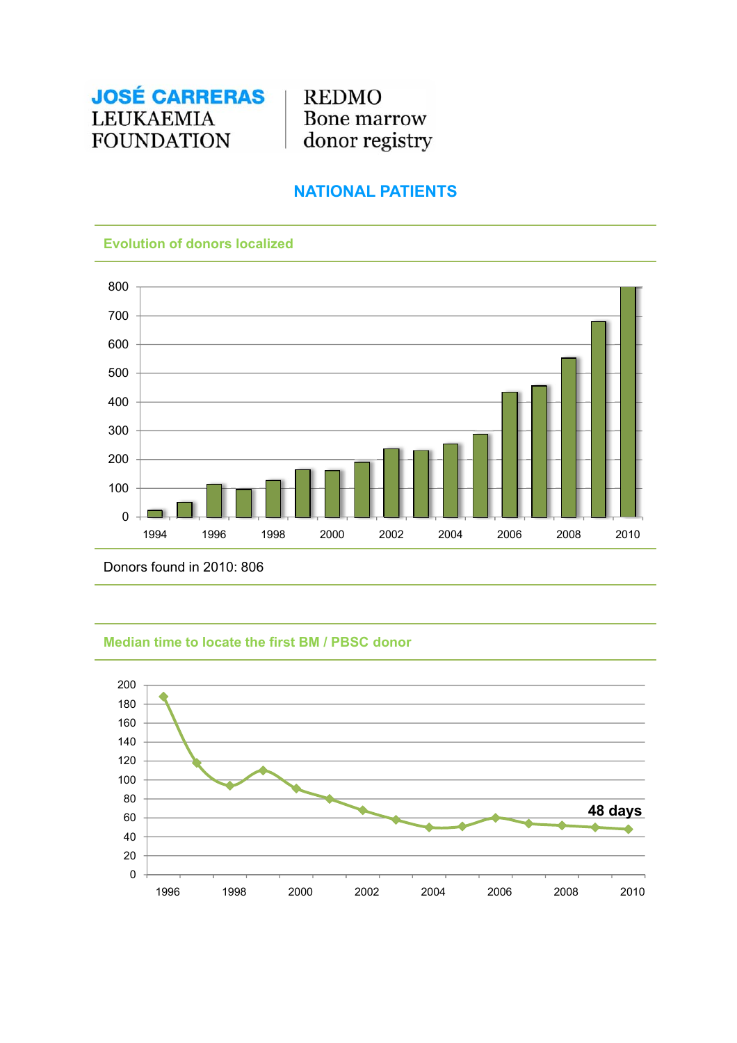**JOSÉ CARRERAS** LEUKAEMIA FOUNDATION | REDMO Bone marrow donor registry

## NATIONAL PATIENTS

### Evolution of donors localized

Donors found in 2010: 806

### Median time to locate the first BM / PBSC donor

48 days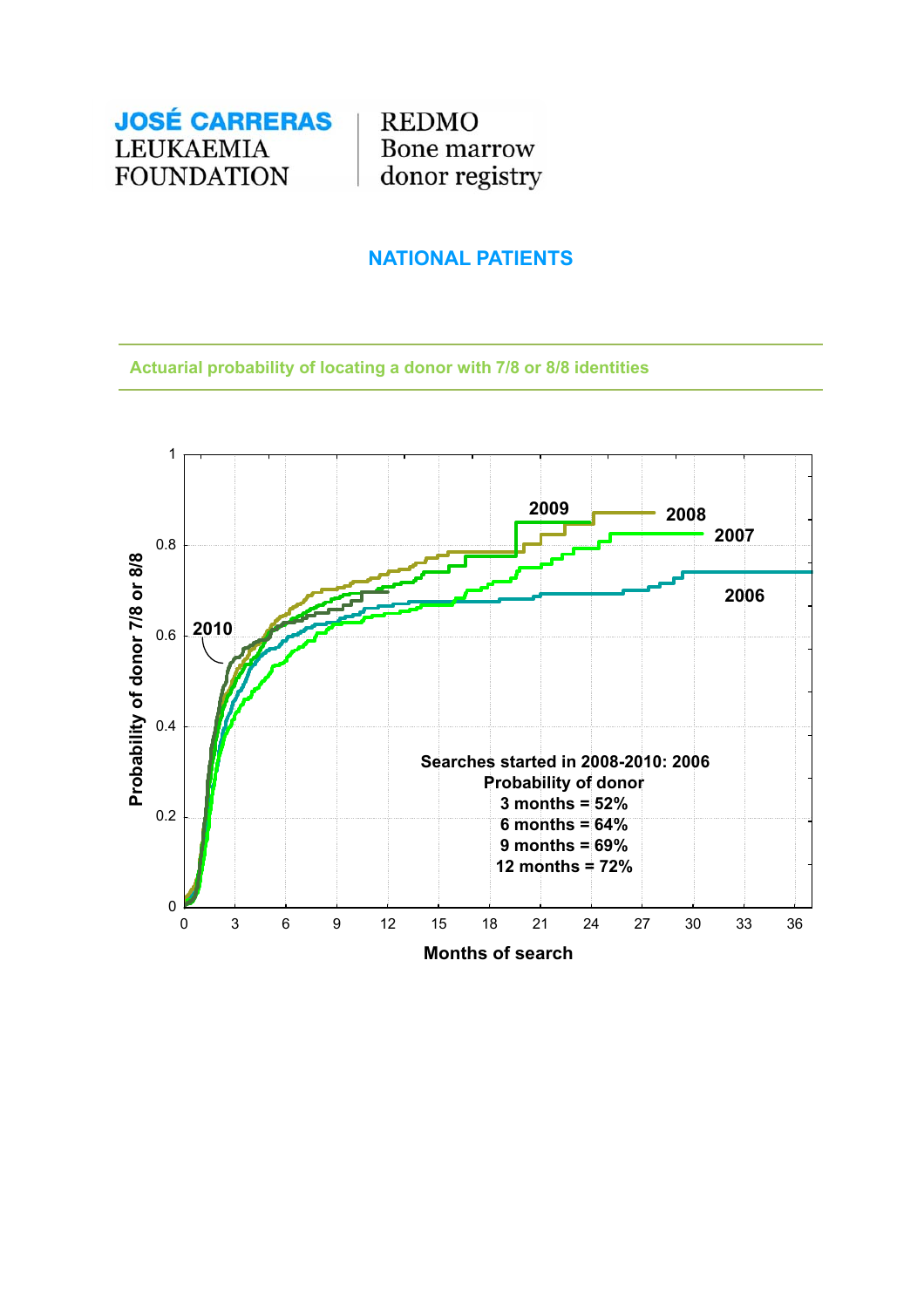JOSÉ CARRERAS LEUKAEMIA FOUNDATION | REDMO Bone marrow donor registry

## NATIONAL PATIENTS

### Actuarial probability of locating a donor with 7/8 or 8/8 identities

Searches started in 2008-2010: 2006
Probability of donor
3 months = 52%
6 months = 64%
9 months = 69%
12 months = 72%

Probability of donor 7/8 or 8/8

Months of search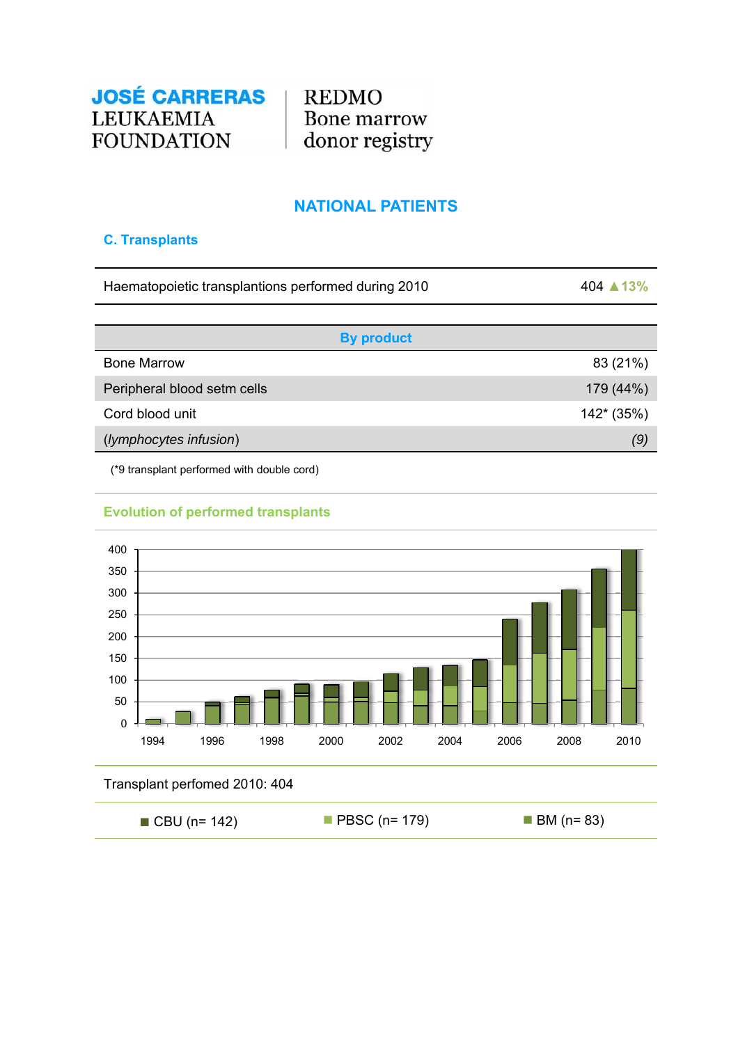**JOSÉ CARRERAS**
LEUKAEMIA
FOUNDATION

REDMO
Bone marrow
donor registry

## NATIONAL PATIENTS

### C. Transplants

| Haematopoietic transplantions performed during 2010 | 404 ▲13% |
|---|---|

| By product | |
|---|---|
| Bone Marrow | 83 (21%) |
| Peripheral blood setm cells | 179 (44%) |
| Cord blood unit | 142* (35%) |
| (*lymphocytes infusion*) | *(9)* |

(*9 transplant performed with double cord)

**Evolution of performed transplants**

Transplant perfomed 2010: 404

CBU (n= 142) PBSC (n= 179) BM (n= 83)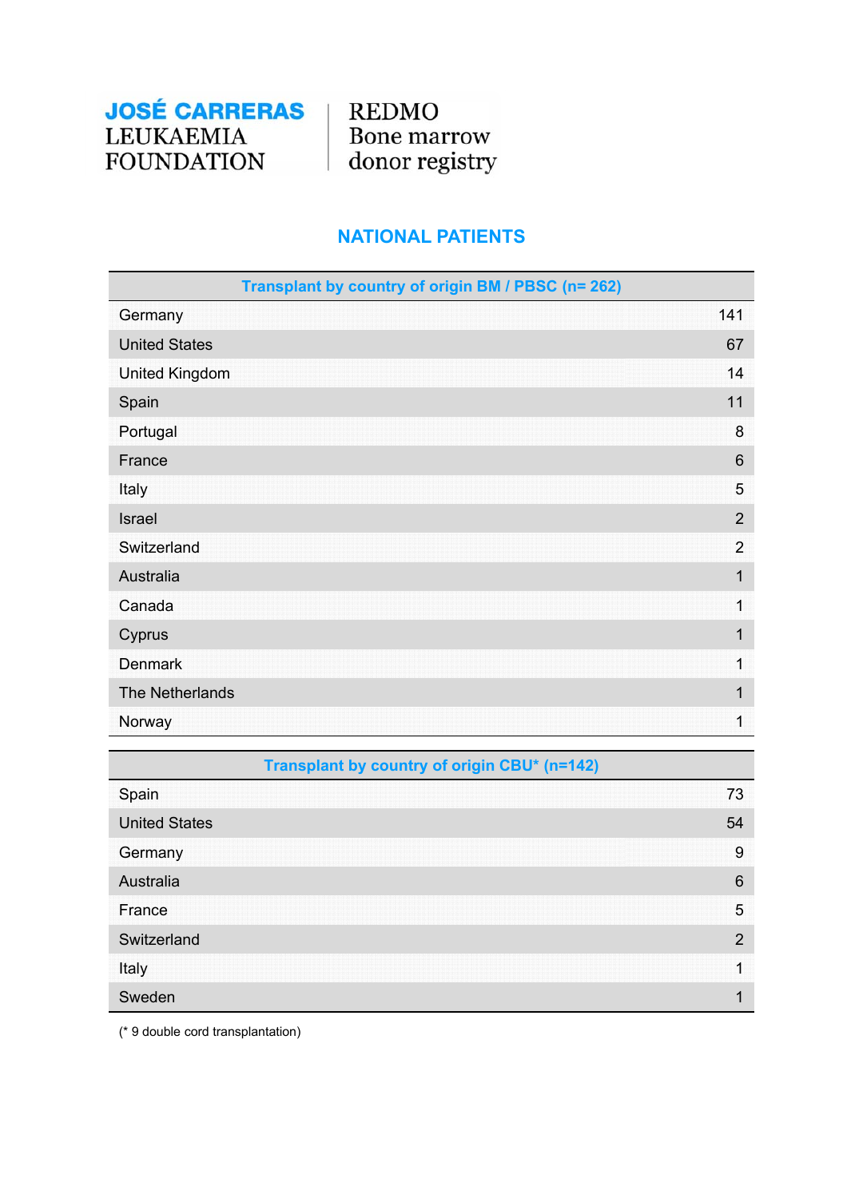JOSÉ CARRERAS LEUKAEMIA FOUNDATION | REDMO Bone marrow donor registry

## NATIONAL PATIENTS

| Transplant by country of origin BM / PBSC (n= 262) | |
|---|---|
| Germany | 141 |
| United States | 67 |
| United Kingdom | 14 |
| Spain | 11 |
| Portugal | 8 |
| France | 6 |
| Italy | 5 |
| Israel | 2 |
| Switzerland | 2 |
| Australia | 1 |
| Canada | 1 |
| Cyprus | 1 |
| Denmark | 1 |
| The Netherlands | 1 |
| Norway | 1 |

| Transplant by country of origin CBU* (n=142) | |
|---|---|
| Spain | 73 |
| United States | 54 |
| Germany | 9 |
| Australia | 6 |
| France | 5 |
| Switzerland | 2 |
| Italy | 1 |
| Sweden | 1 |

(* 9 double cord transplantation)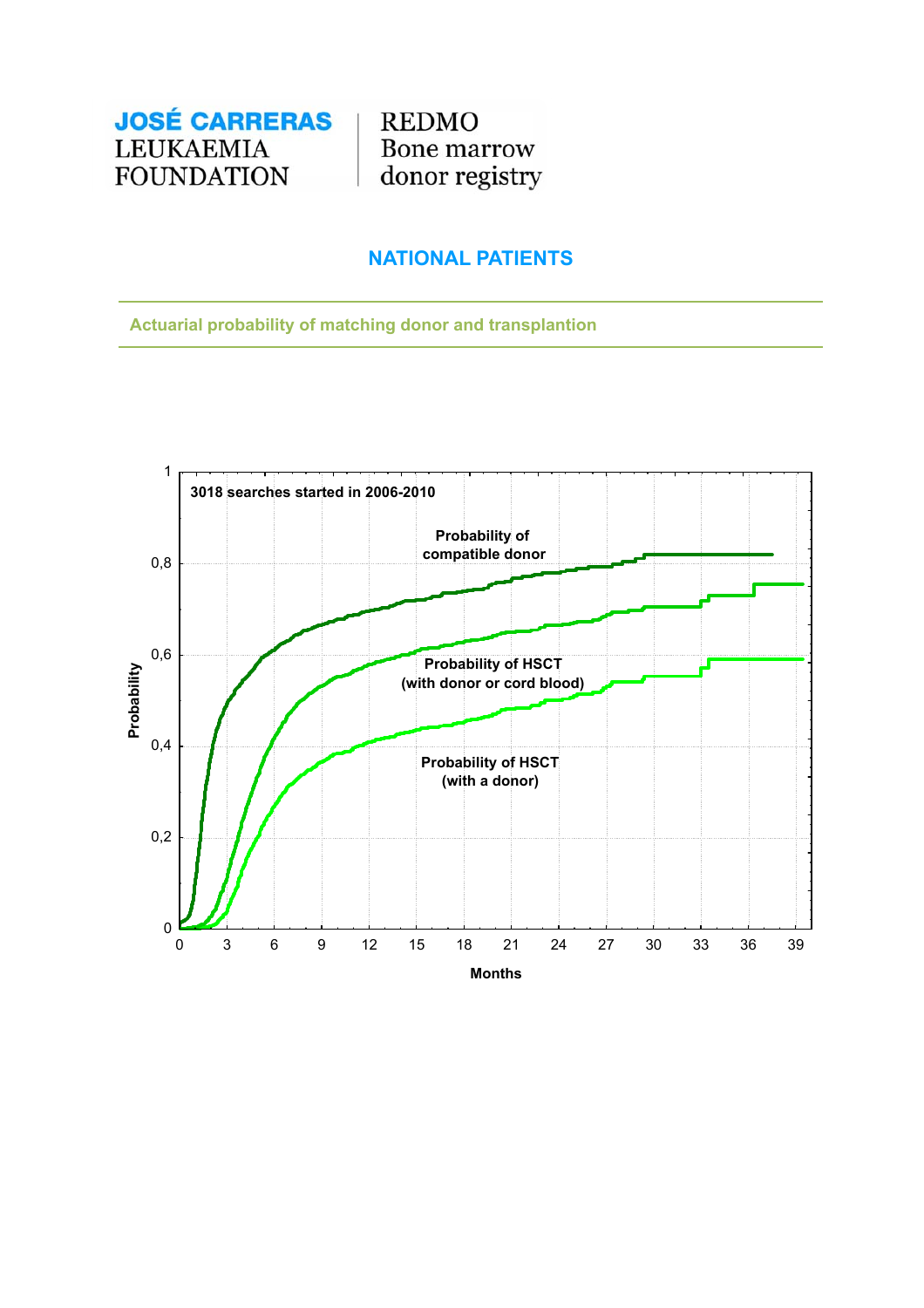JOSÉ CARRERAS LEUKAEMIA FOUNDATION | REDMO Bone marrow donor registry

## NATIONAL PATIENTS

### Actuarial probability of matching donor and transplantion

3018 searches started in 2006-2010

Probability of compatible donor

Probability of HSCT (with donor or cord blood)

Probability of HSCT (with a donor)

Probability

Months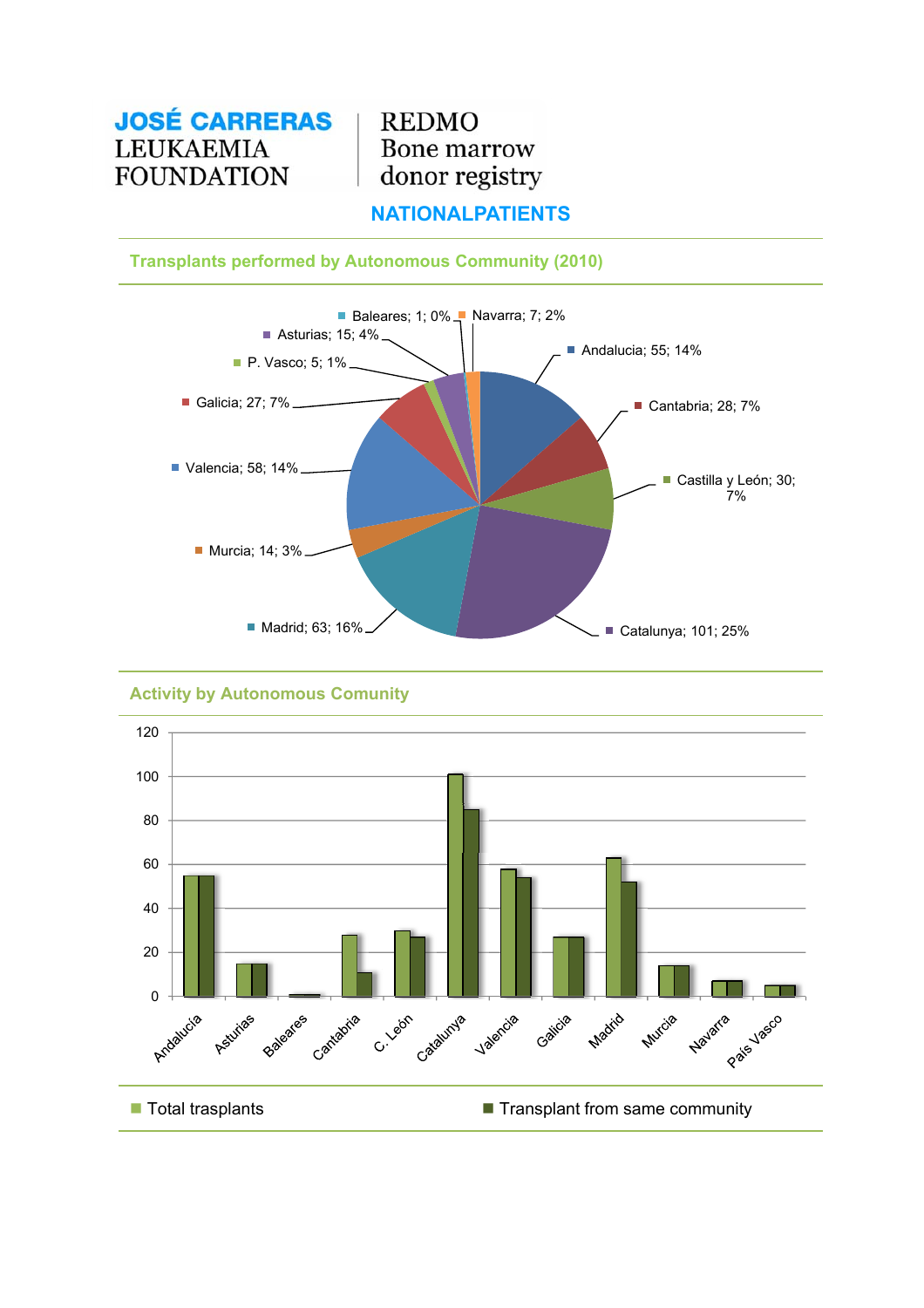**JOSÉ CARRERAS LEUKAEMIA FOUNDATION** | REDMO Bone marrow donor registry

## NATIONALPATIENTS

### Transplants performed by Autonomous Community (2010)

| Autonomous Community | Transplants | % |
|---|---|---|
| Andalucia | 55 | 14% |
| Cantabria | 28 | 7% |
| Castilla y León | 30 | 7% |
| Catalunya | 101 | 25% |
| Madrid | 63 | 16% |
| Murcia | 14 | 3% |
| Valencia | 58 | 14% |
| Galicia | 27 | 7% |
| P. Vasco | 5 | 1% |
| Asturias | 15 | 4% |
| Baleares | 1 | 0% |
| Navarra | 7 | 2% |

### Activity by Autonomous Comunity

| | Total trasplants | Transplant from same community |
|---|---|---|
| Andalucía | 55 | 55 |
| Asturias | 15 | 15 |
| Baleares | 1 | 1 |
| Cantabria | 28 | 11 |
| C. León | 30 | 27 |
| Catalunya | 101 | 85 |
| Valencia | 58 | 54 |
| Galicia | 27 | 27 |
| Madrid | 63 | 52 |
| Murcia | 14 | 14 |
| Navarra | 7 | 7 |
| País Vasco | 5 | 5 |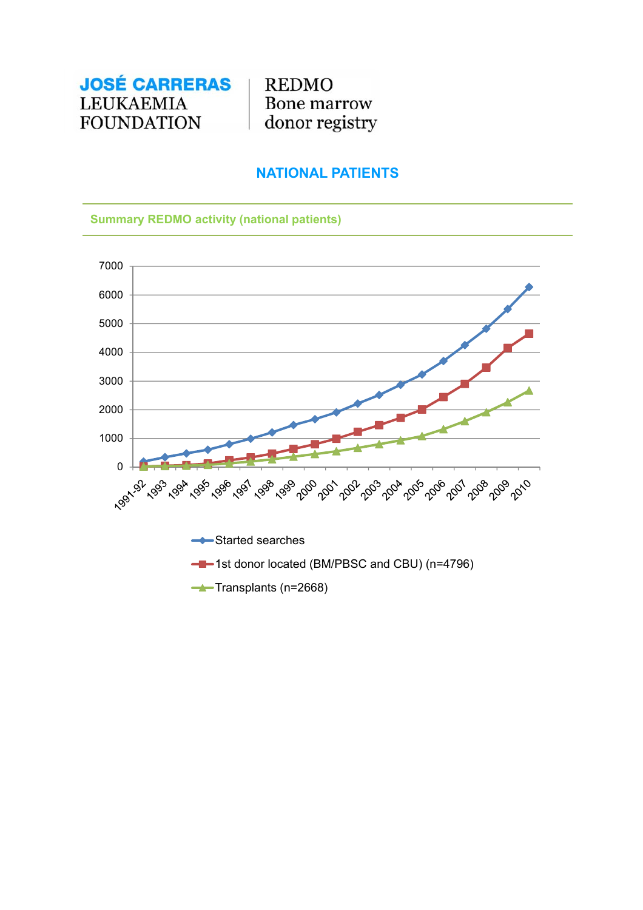**JOSÉ CARRERAS LEUKAEMIA FOUNDATION** | REDMO Bone marrow donor registry

## NATIONAL PATIENTS

### Summary REDMO activity (national patients)

- Started searches
- 1st donor located (BM/PBSC and CBU) (n=4796)
- Transplants (n=2668)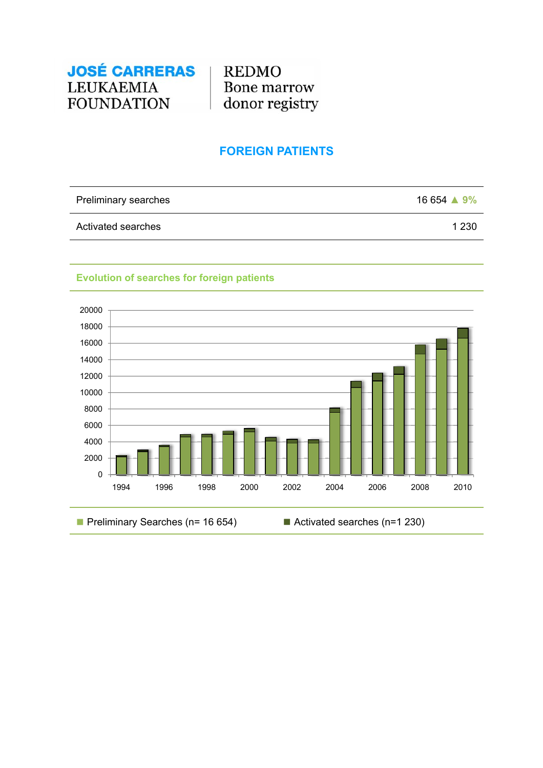JOSÉ CARRERAS LEUKAEMIA FOUNDATION | REDMO Bone marrow donor registry

## FOREIGN PATIENTS

| | |
|---|---|
| Preliminary searches | 16 654 ▲ 9% |
| Activated searches | 1 230 |

### Evolution of searches for foreign patients

Preliminary Searches (n= 16 654) | Activated searches (n=1 230)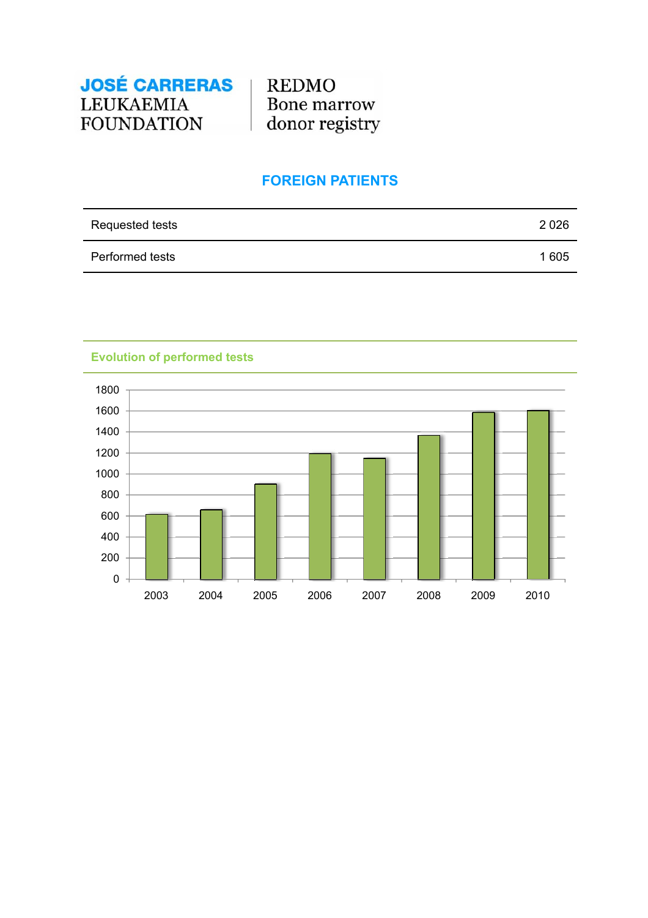JOSÉ CARRERAS LEUKAEMIA FOUNDATION | REDMO Bone marrow donor registry

## FOREIGN PATIENTS

| | |
|---|---|
| Requested tests | 2 026 |
| Performed tests | 1 605 |

### Evolution of performed tests

| Year | Performed tests (approx.) |
|---|---|
| 2003 | ~610 |
| 2004 | ~660 |
| 2005 | ~900 |
| 2006 | ~1190 |
| 2007 | ~1150 |
| 2008 | ~1370 |
| 2009 | ~1585 |
| 2010 | ~1605 |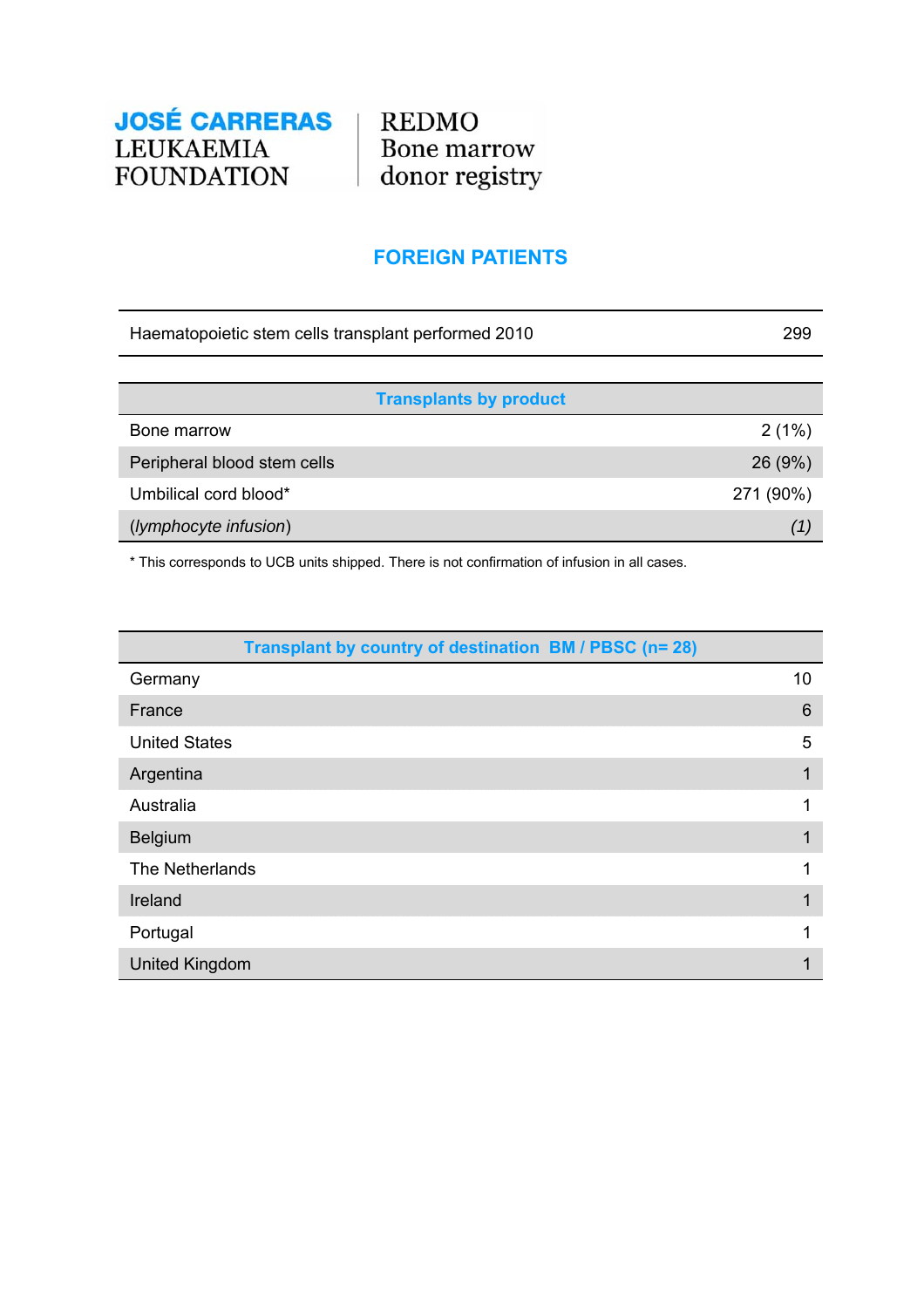**JOSÉ CARRERAS**
LEUKAEMIA
FOUNDATION

REDMO
Bone marrow
donor registry

## FOREIGN PATIENTS

| Haematopoietic stem cells transplant performed 2010 | 299 |
|---|---|

| Transplants by product | |
|---|---|
| Bone marrow | 2 (1%) |
| Peripheral blood stem cells | 26 (9%) |
| Umbilical cord blood* | 271 (90%) |
| (*lymphocyte infusion*) | *(1)* |

* This corresponds to UCB units shipped. There is not confirmation of infusion in all cases.

| Transplant by country of destination BM / PBSC (n= 28) | |
|---|---|
| Germany | 10 |
| France | 6 |
| United States | 5 |
| Argentina | 1 |
| Australia | 1 |
| Belgium | 1 |
| The Netherlands | 1 |
| Ireland | 1 |
| Portugal | 1 |
| United Kingdom | 1 |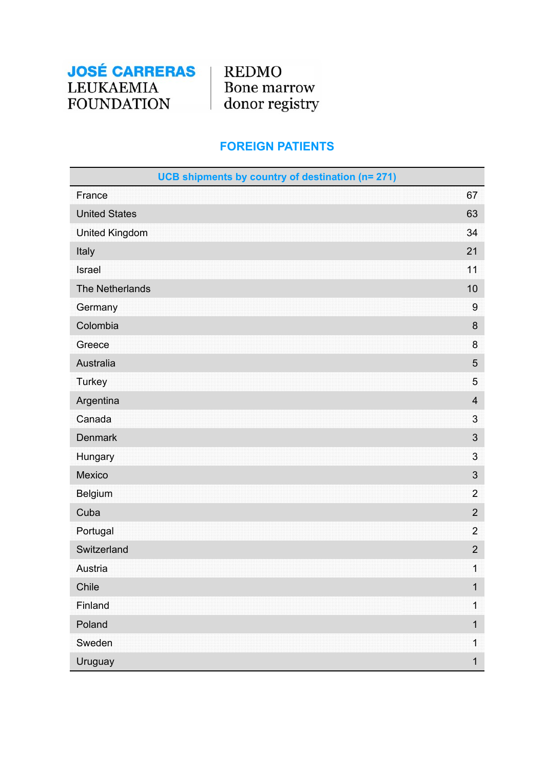**JOSÉ CARRERAS**
LEUKAEMIA
FOUNDATION

REDMO
Bone marrow
donor registry

## FOREIGN PATIENTS

| UCB shipments by country of destination (n= 271) | |
|---|---|
| France | 67 |
| United States | 63 |
| United Kingdom | 34 |
| Italy | 21 |
| Israel | 11 |
| The Netherlands | 10 |
| Germany | 9 |
| Colombia | 8 |
| Greece | 8 |
| Australia | 5 |
| Turkey | 5 |
| Argentina | 4 |
| Canada | 3 |
| Denmark | 3 |
| Hungary | 3 |
| Mexico | 3 |
| Belgium | 2 |
| Cuba | 2 |
| Portugal | 2 |
| Switzerland | 2 |
| Austria | 1 |
| Chile | 1 |
| Finland | 1 |
| Poland | 1 |
| Sweden | 1 |
| Uruguay | 1 |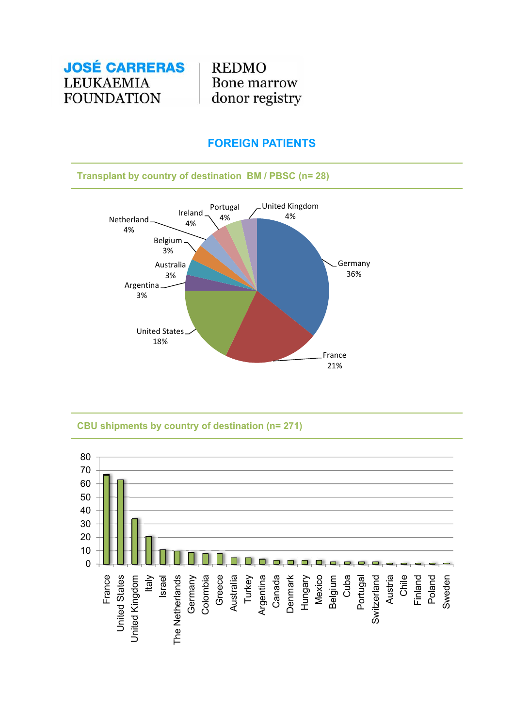JOSÉ CARRERAS LEUKAEMIA FOUNDATION | REDMO Bone marrow donor registry

## FOREIGN PATIENTS

### Transplant by country of destination BM / PBSC (n= 28)

United Kingdom 4%
Germany 36%
France 21%
United States 18%
Argentina 3%
Australia 3%
Belgium 3%
Netherland 4%
Ireland 4%
Portugal 4%

### CBU shipments by country of destination (n= 271)

0
10
20
30
40
50
60
70
80

France
United States
United Kingdom
Italy
Israel
The Netherlands
Germany
Colombia
Greece
Australia
Turkey
Argentina
Canada
Denmark
Hungary
Mexico
Belgium
Cuba
Portugal
Switzerland
Austria
Chile
Finland
Poland
Sweden